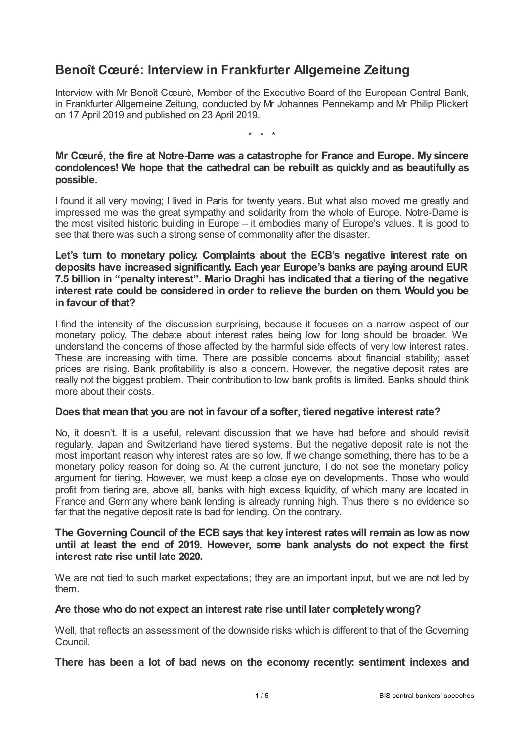# Benoît Cœuré: Interview in Frankfurter Allgemeine Zeitung

Interview with Mr Benoît Cœuré, Member of the Executive Board of the European Central Bank, in Frankfurter Allgemeine Zeitung, conducted by Mr Johannes Pennekamp and Mr Philip Plickert on 17 April 2019 and published on 23 April 2019.

\* \* \*

**Mr Cœuré, the fire at Notre-Dame was a catastrophe for France and Europe. My sincere condolences! We hope that the cathedral can be rebuilt as quickly and as beautifully as possible.**

I found it all very moving; I lived in Paris for twenty years. But what also moved me greatly and impressed me was the great sympathy and solidarity from the whole of Europe. Notre-Dame is the most visited historic building in Europe – it embodies many of Europe's values. It is good to see that there was such a strong sense of commonality after the disaster.

**Let's turn to monetary policy. Complaints about the ECB's negative interest rate on deposits have increased significantly. Each year Europe's banks are paying around EUR 7.5 billion in "penalty interest". Mario Draghi has indicated that a tiering of the negative interest rate could be considered in order to relieve the burden on them. Would you be in favour of that?**

I find the intensity of the discussion surprising, because it focuses on a narrow aspect of our monetary policy. The debate about interest rates being low for long should be broader. We understand the concerns of those affected by the harmful side effects of very low interest rates. These are increasing with time. There are possible concerns about financial stability; asset prices are rising. Bank profitability is also a concern. However, the negative deposit rates are really not the biggest problem. Their contribution to low bank profits is limited. Banks should think more about their costs.

**Does that mean that you are not in favour of a softer, tiered negative interest rate?**

No, it doesn't. It is a useful, relevant discussion that we have had before and should revisit regularly. Japan and Switzerland have tiered systems. But the negative deposit rate is not the most important reason why interest rates are so low. If we change something, there has to be a monetary policy reason for doing so. At the current juncture, I do not see the monetary policy argument for tiering. However, we must keep a close eye on developments**.** Those who would profit from tiering are, above all, banks with high excess liquidity, of which many are located in France and Germany where bank lending is already running high. Thus there is no evidence so far that the negative deposit rate is bad for lending. On the contrary.

**The Governing Council of the ECB says that key interest rates will remain as low as now until at least the end of 2019. However, some bank analysts do not expect the first interest rate rise until late 2020.**

We are not tied to such market expectations; they are an important input, but we are not led by them.

**Are those who do not expect an interest rate rise until later completely wrong?**

Well, that reflects an assessment of the downside risks which is different to that of the Governing Council.

**There has been a lot of bad news on the economy recently: sentiment indexes and**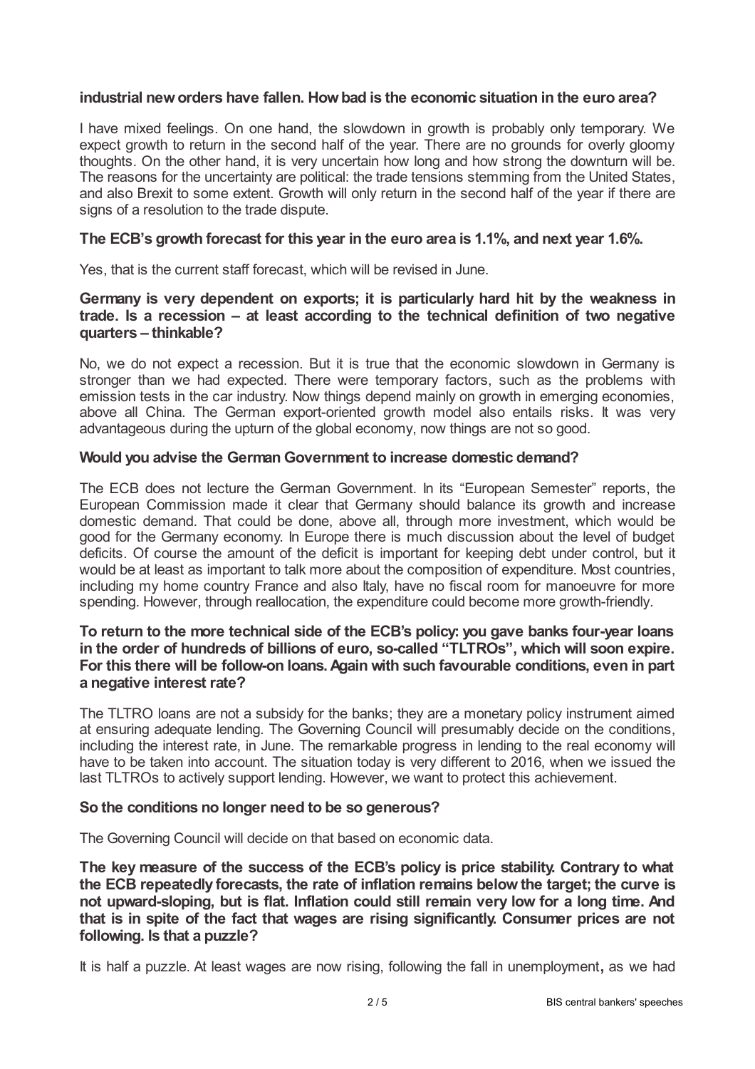**industrial new orders have fallen. How bad is the economic situation in the euro area?**

I have mixed feelings. On one hand, the slowdown in growth is probably only temporary. We expect growth to return in the second half of the year. There are no grounds for overly gloomy thoughts. On the other hand, it is very uncertain how long and how strong the downturn will be. The reasons for the uncertainty are political: the trade tensions stemming from the United States, and also Brexit to some extent. Growth will only return in the second half of the year if there are signs of a resolution to the trade dispute.

**The ECB's growth forecast for this year in the euro area is 1.1%, and next year 1.6%.**

Yes, that is the current staff forecast, which will be revised in June.

**Germany is very dependent on exports; it is particularly hard hit by the weakness in trade. Is a recession – at least according to the technical definition of two negative quarters – thinkable?**

No, we do not expect a recession. But it is true that the economic slowdown in Germany is stronger than we had expected. There were temporary factors, such as the problems with emission tests in the car industry. Now things depend mainly on growth in emerging economies, above all China. The German export-oriented growth model also entails risks. It was very advantageous during the upturn of the global economy, now things are not so good.

**Would you advise the German Government to increase domestic demand?**

The ECB does not lecture the German Government. In its "European Semester" reports, the European Commission made it clear that Germany should balance its growth and increase domestic demand. That could be done, above all, through more investment, which would be good for the Germany economy. In Europe there is much discussion about the level of budget deficits. Of course the amount of the deficit is important for keeping debt under control, but it would be at least as important to talk more about the composition of expenditure. Most countries, including my home country France and also Italy, have no fiscal room for manoeuvre for more spending. However, through reallocation, the expenditure could become more growth-friendly.

**To return to the more technical side of the ECB's policy: you gave banks four-year loans in the order of hundreds of billions of euro, so-called "TLTROs", which will soon expire. For this there will be follow-on loans. Again with such favourable conditions, even in part a negative interest rate?**

The TLTRO loans are not a subsidy for the banks; they are a monetary policy instrument aimed at ensuring adequate lending. The Governing Council will presumably decide on the conditions, including the interest rate, in June. The remarkable progress in lending to the real economy will have to be taken into account. The situation today is very different to 2016, when we issued the last TLTROs to actively support lending. However, we want to protect this achievement.

**So the conditions no longer need to be so generous?**

The Governing Council will decide on that based on economic data.

**The key measure of the success of the ECB's policy is price stability. Contrary to what the ECB repeatedly forecasts, the rate of inflation remains below the target; the curve is not upward-sloping, but is flat. Inflation could still remain very low for a long time. And that is in spite of the fact that wages are rising significantly. Consumer prices are not following. Is that a puzzle?**

It is half a puzzle. At least wages are now rising, following the fall in unemployment, as we had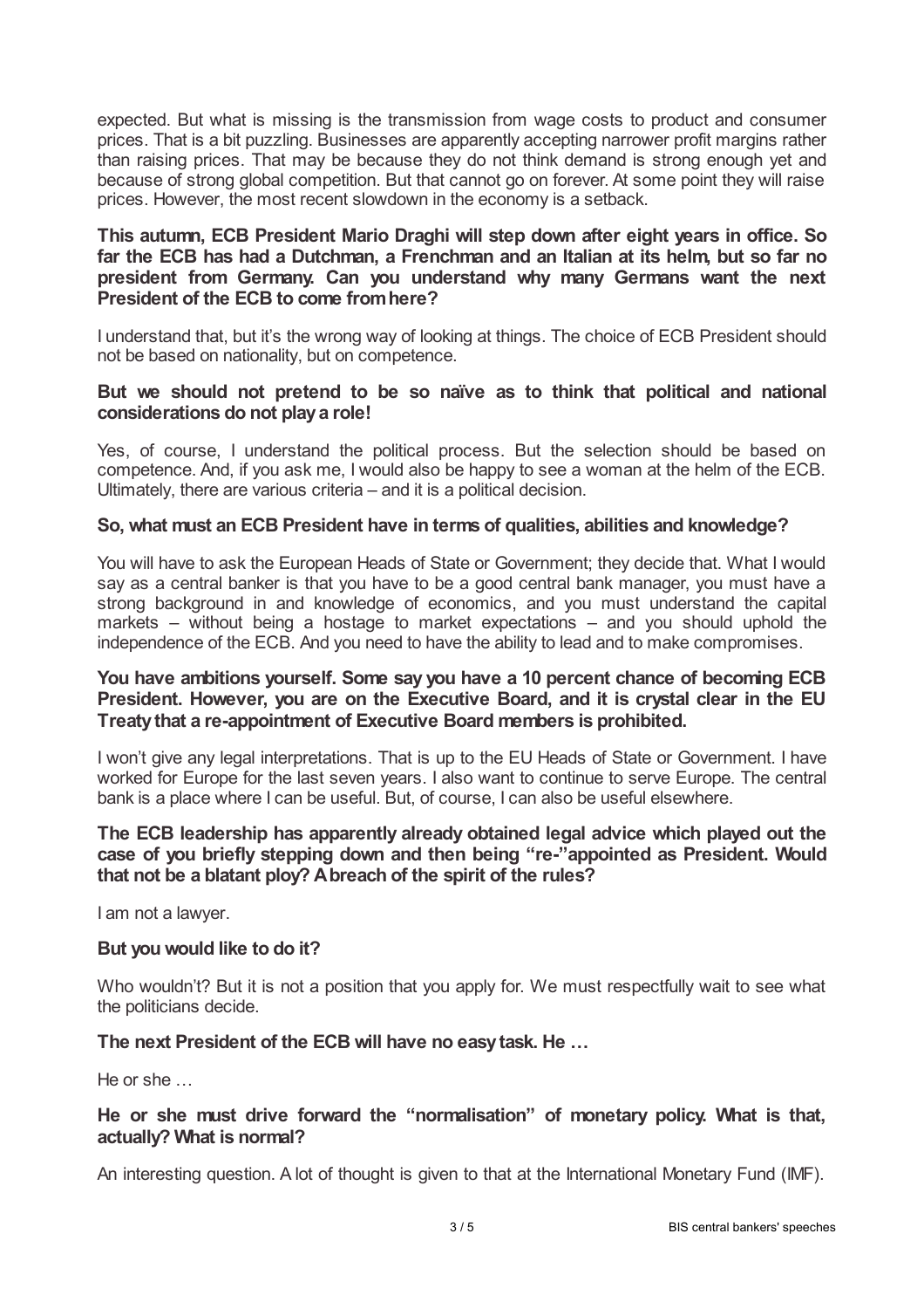expected. But what is missing is the transmission from wage costs to product and consumer prices. That is a bit puzzling. Businesses are apparently accepting narrower profit margins rather than raising prices. That may be because they do not think demand is strong enough yet and because of strong global competition. But that cannot go on forever. At some point they will raise prices. However, the most recent slowdown in the economy is a setback.

**This autumn, ECB President Mario Draghi will step down after eight years in office. So far the ECB has had a Dutchman, a Frenchman and an Italian at its helm, but so far no president from Germany. Can you understand why many Germans want the next President of the ECB to come from here?**

I understand that, but it's the wrong way of looking at things. The choice of ECB President should not be based on nationality, but on competence.

**But we should not pretend to be so naïve as to think that political and national considerations do not play a role!**

Yes, of course, I understand the political process. But the selection should be based on competence. And, if you ask me, I would also be happy to see a woman at the helm of the ECB. Ultimately, there are various criteria – and it is a political decision.

**So, what must an ECB President have in terms of qualities, abilities and knowledge?**

You will have to ask the European Heads of State or Government; they decide that. What I would say as a central banker is that you have to be a good central bank manager, you must have a strong background in and knowledge of economics, and you must understand the capital markets – without being a hostage to market expectations – and you should uphold the independence of the ECB. And you need to have the ability to lead and to make compromises.

**You have ambitions yourself. Some say you have a 10 percent chance of becoming ECB President. However, you are on the Executive Board, and it is crystal clear in the EU Treaty that a re-appointment of Executive Board members is prohibited.**

I won't give any legal interpretations. That is up to the EU Heads of State or Government. I have worked for Europe for the last seven years. I also want to continue to serve Europe. The central bank is a place where I can be useful. But, of course, I can also be useful elsewhere.

**The ECB leadership has apparently already obtained legal advice which played out the case of you briefly stepping down and then being "re-"appointed as President. Would that not be a blatant ploy? A breach of the spirit of the rules?**

I am not a lawyer.

**But you would like to do it?**

Who wouldn't? But it is not a position that you apply for. We must respectfully wait to see what the politicians decide.

**The next President of the ECB will have no easy task. He …**

He or she …

**He or she must drive forward the "normalisation" of monetary policy. What is that, actually? What is normal?**

An interesting question. A lot of thought is given to that at the International Monetary Fund (IMF).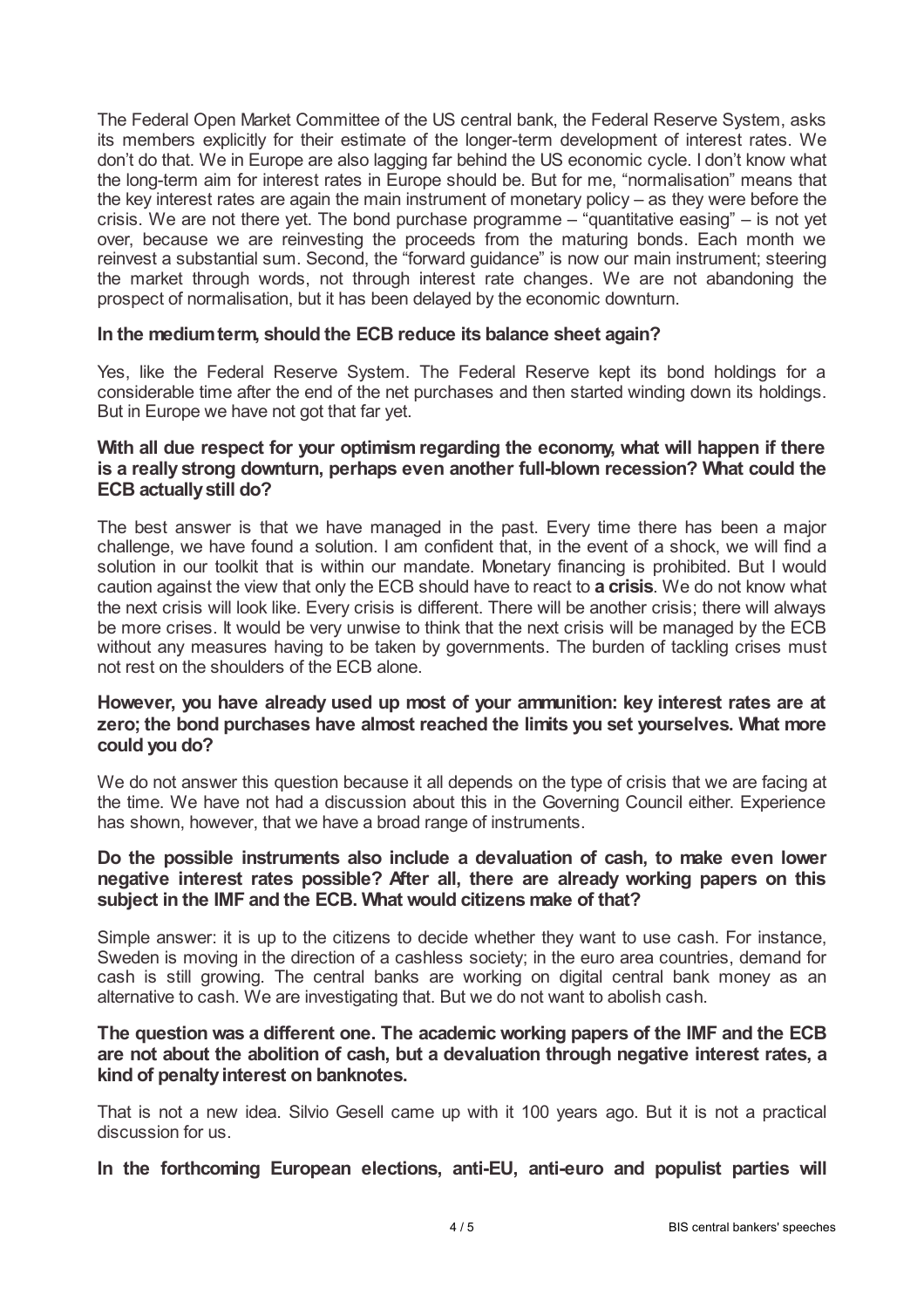The Federal Open Market Committee of the US central bank, the Federal Reserve System, asks its members explicitly for their estimate of the longer-term development of interest rates. We don't do that. We in Europe are also lagging far behind the US economic cycle. I don't know what the long-term aim for interest rates in Europe should be. But for me, "normalisation" means that the key interest rates are again the main instrument of monetary policy – as they were before the crisis. We are not there yet. The bond purchase programme – "quantitative easing" – is not yet over, because we are reinvesting the proceeds from the maturing bonds. Each month we reinvest a substantial sum. Second, the "forward guidance" is now our main instrument; steering the market through words, not through interest rate changes. We are not abandoning the prospect of normalisation, but it has been delayed by the economic downturn.

**In the medium term, should the ECB reduce its balance sheet again?**

Yes, like the Federal Reserve System. The Federal Reserve kept its bond holdings for a considerable time after the end of the net purchases and then started winding down its holdings. But in Europe we have not got that far yet.

**With all due respect for your optimism regarding the economy, what will happen if there is a really strong downturn, perhaps even another full-blown recession? What could the ECB actually still do?**

The best answer is that we have managed in the past. Every time there has been a major challenge, we have found a solution. I am confident that, in the event of a shock, we will find a solution in our toolkit that is within our mandate. Monetary financing is prohibited. But I would caution against the view that only the ECB should have to react to **a crisis**. We do not know what the next crisis will look like. Every crisis is different. There will be another crisis; there will always be more crises. It would be very unwise to think that the next crisis will be managed by the ECB without any measures having to be taken by governments. The burden of tackling crises must not rest on the shoulders of the ECB alone.

**However, you have already used up most of your ammunition: key interest rates are at zero; the bond purchases have almost reached the limits you set yourselves. What more could you do?**

We do not answer this question because it all depends on the type of crisis that we are facing at the time. We have not had a discussion about this in the Governing Council either. Experience has shown, however, that we have a broad range of instruments.

**Do the possible instruments also include a devaluation of cash, to make even lower negative interest rates possible? After all, there are already working papers on this subject in the IMF and the ECB. What would citizens make of that?**

Simple answer: it is up to the citizens to decide whether they want to use cash. For instance, Sweden is moving in the direction of a cashless society; in the euro area countries, demand for cash is still growing. The central banks are working on digital central bank money as an alternative to cash. We are investigating that. But we do not want to abolish cash.

**The question was a different one. The academic working papers of the IMF and the ECB are not about the abolition of cash, but a devaluation through negative interest rates, a kind of penalty interest on banknotes.**

That is not a new idea. Silvio Gesell came up with it 100 years ago. But it is not a practical discussion for us.

**In the forthcoming European elections, anti-EU, anti-euro and populist parties will**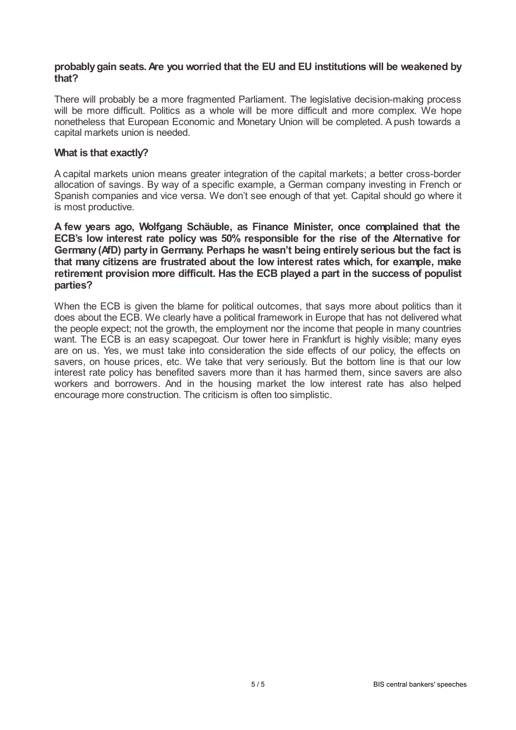**probably gain seats. Are you worried that the EU and EU institutions will be weakened by that?**

There will probably be a more fragmented Parliament. The legislative decision-making process will be more difficult. Politics as a whole will be more difficult and more complex. We hope nonetheless that European Economic and Monetary Union will be completed. A push towards a capital markets union is needed.

**What is that exactly?**

A capital markets union means greater integration of the capital markets; a better cross-border allocation of savings. By way of a specific example, a German company investing in French or Spanish companies and vice versa. We don't see enough of that yet. Capital should go where it is most productive.

**A few years ago, Wolfgang Schäuble, as Finance Minister, once complained that the ECB's low interest rate policy was 50% responsible for the rise of the Alternative for Germany (AfD) party in Germany. Perhaps he wasn't being entirely serious but the fact is that many citizens are frustrated about the low interest rates which, for example, make retirement provision more difficult. Has the ECB played a part in the success of populist parties?**

When the ECB is given the blame for political outcomes, that says more about politics than it does about the ECB. We clearly have a political framework in Europe that has not delivered what the people expect; not the growth, the employment nor the income that people in many countries want. The ECB is an easy scapegoat. Our tower here in Frankfurt is highly visible; many eyes are on us. Yes, we must take into consideration the side effects of our policy, the effects on savers, on house prices, etc. We take that very seriously. But the bottom line is that our low interest rate policy has benefited savers more than it has harmed them, since savers are also workers and borrowers. And in the housing market the low interest rate has also helped encourage more construction. The criticism is often too simplistic.